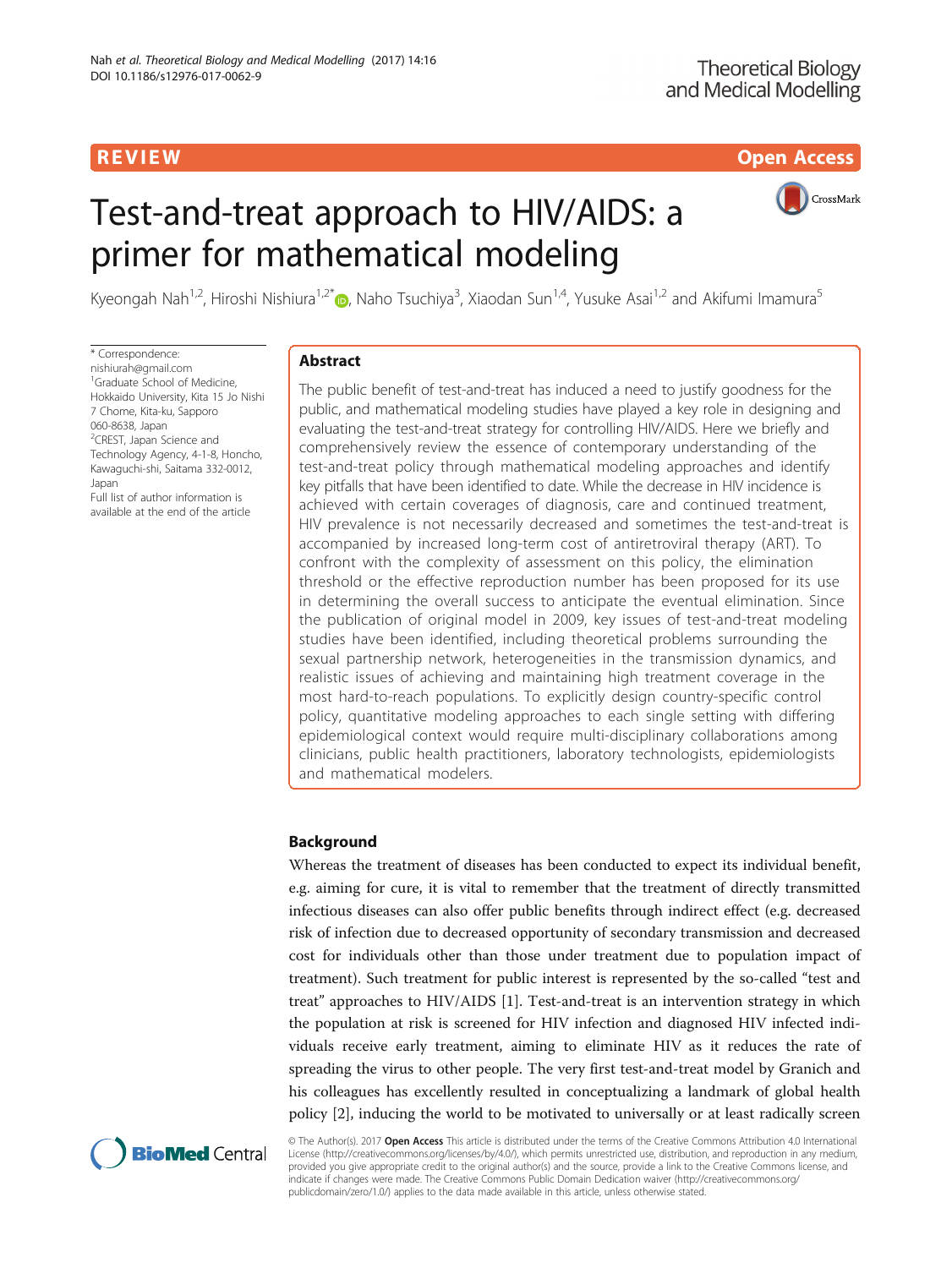REVIEW

Open Access

# Test-and-treat approach to HIV/AIDS: a primer for mathematical modeling

Kyeongah Nah[1,2], Hiroshi Nishiura[1,2*], Naho Tsuchiya[3], Xiaodan Sun[1,4], Yusuke Asai[1,2] and Akifumi Imamura[5]

\* Correspondence: nishiurah@gmail.com
[1]Graduate School of Medicine, Hokkaido University, Kita 15 Jo Nishi 7 Chome, Kita-ku, Sapporo 060-8638, Japan
[2]CREST, Japan Science and Technology Agency, 4-1-8, Honcho, Kawaguchi-shi, Saitama 332-0012, Japan
Full list of author information is available at the end of the article

## Abstract

The public benefit of test-and-treat has induced a need to justify goodness for the public, and mathematical modeling studies have played a key role in designing and evaluating the test-and-treat strategy for controlling HIV/AIDS. Here we briefly and comprehensively review the essence of contemporary understanding of the test-and-treat policy through mathematical modeling approaches and identify key pitfalls that have been identified to date. While the decrease in HIV incidence is achieved with certain coverages of diagnosis, care and continued treatment, HIV prevalence is not necessarily decreased and sometimes the test-and-treat is accompanied by increased long-term cost of antiretroviral therapy (ART). To confront with the complexity of assessment on this policy, the elimination threshold or the effective reproduction number has been proposed for its use in determining the overall success to anticipate the eventual elimination. Since the publication of original model in 2009, key issues of test-and-treat modeling studies have been identified, including theoretical problems surrounding the sexual partnership network, heterogeneities in the transmission dynamics, and realistic issues of achieving and maintaining high treatment coverage in the most hard-to-reach populations. To explicitly design country-specific control policy, quantitative modeling approaches to each single setting with differing epidemiological context would require multi-disciplinary collaborations among clinicians, public health practitioners, laboratory technologists, epidemiologists and mathematical modelers.

## Background

Whereas the treatment of diseases has been conducted to expect its individual benefit, e.g. aiming for cure, it is vital to remember that the treatment of directly transmitted infectious diseases can also offer public benefits through indirect effect (e.g. decreased risk of infection due to decreased opportunity of secondary transmission and decreased cost for individuals other than those under treatment due to population impact of treatment). Such treatment for public interest is represented by the so-called "test and treat" approaches to HIV/AIDS [1]. Test-and-treat is an intervention strategy in which the population at risk is screened for HIV infection and diagnosed HIV infected individuals receive early treatment, aiming to eliminate HIV as it reduces the rate of spreading the virus to other people. The very first test-and-treat model by Granich and his colleagues has excellently resulted in conceptualizing a landmark of global health policy [2], inducing the world to be motivated to universally or at least radically screen

© The Author(s). 2017 **Open Access** This article is distributed under the terms of the Creative Commons Attribution 4.0 International License (http://creativecommons.org/licenses/by/4.0/), which permits unrestricted use, distribution, and reproduction in any medium, provided you give appropriate credit to the original author(s) and the source, provide a link to the Creative Commons license, and indicate if changes were made. The Creative Commons Public Domain Dedication waiver (http://creativecommons.org/publicdomain/zero/1.0/) applies to the data made available in this article, unless otherwise stated.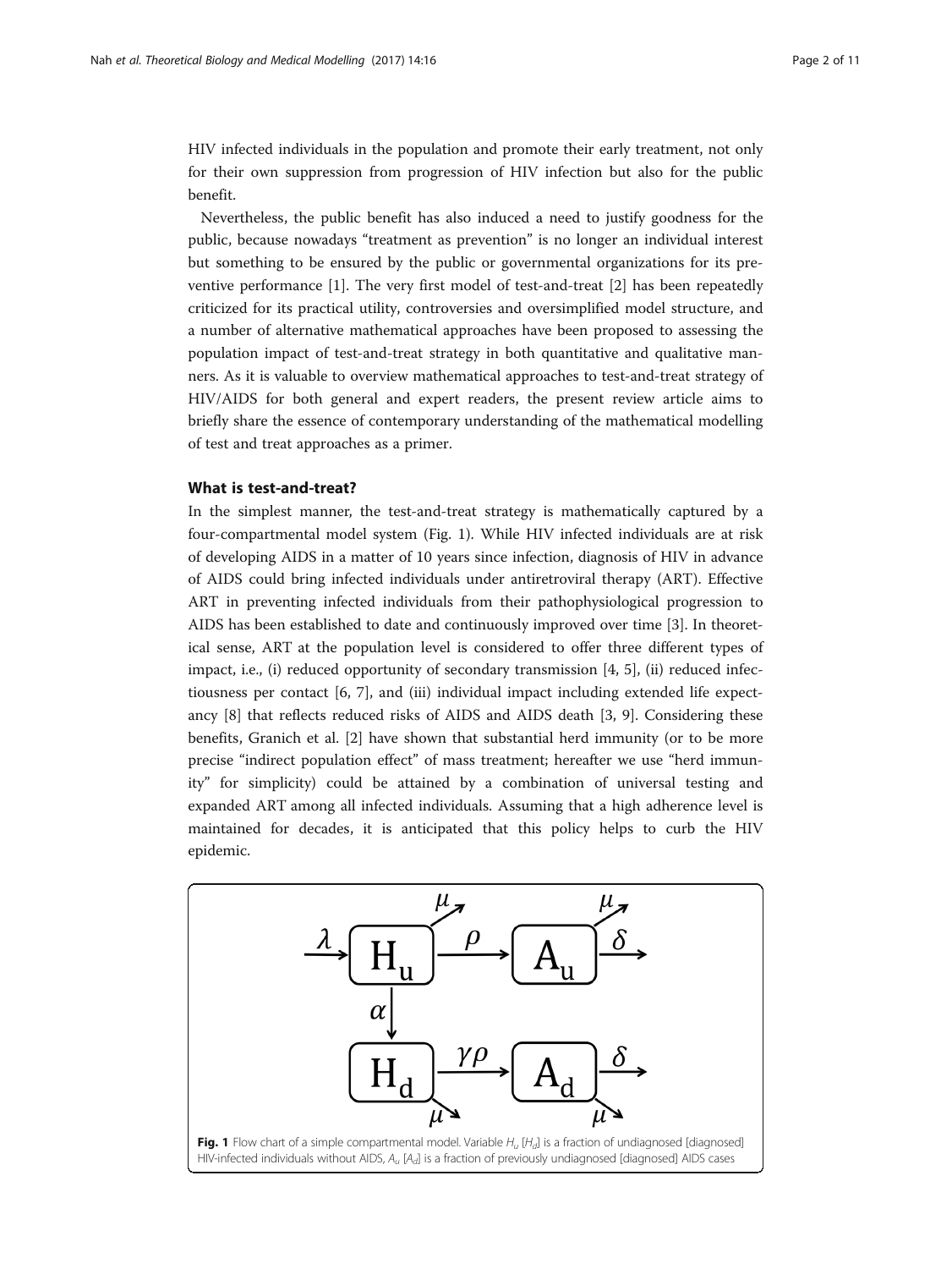HIV infected individuals in the population and promote their early treatment, not only for their own suppression from progression of HIV infection but also for the public benefit.

Nevertheless, the public benefit has also induced a need to justify goodness for the public, because nowadays "treatment as prevention" is no longer an individual interest but something to be ensured by the public or governmental organizations for its preventive performance [1]. The very first model of test-and-treat [2] has been repeatedly criticized for its practical utility, controversies and oversimplified model structure, and a number of alternative mathematical approaches have been proposed to assessing the population impact of test-and-treat strategy in both quantitative and qualitative manners. As it is valuable to overview mathematical approaches to test-and-treat strategy of HIV/AIDS for both general and expert readers, the present review article aims to briefly share the essence of contemporary understanding of the mathematical modelling of test and treat approaches as a primer.

## What is test-and-treat?

In the simplest manner, the test-and-treat strategy is mathematically captured by a four-compartmental model system (Fig. 1). While HIV infected individuals are at risk of developing AIDS in a matter of 10 years since infection, diagnosis of HIV in advance of AIDS could bring infected individuals under antiretroviral therapy (ART). Effective ART in preventing infected individuals from their pathophysiological progression to AIDS has been established to date and continuously improved over time [3]. In theoretical sense, ART at the population level is considered to offer three different types of impact, i.e., (i) reduced opportunity of secondary transmission [4, 5], (ii) reduced infectiousness per contact [6, 7], and (iii) individual impact including extended life expectancy [8] that reflects reduced risks of AIDS and AIDS death [3, 9]. Considering these benefits, Granich et al. [2] have shown that substantial herd immunity (or to be more precise "indirect population effect" of mass treatment; hereafter we use "herd immunity" for simplicity) could be attained by a combination of universal testing and expanded ART among all infected individuals. Assuming that a high adherence level is maintained for decades, it is anticipated that this policy helps to curb the HIV epidemic.

**Fig. 1** Flow chart of a simple compartmental model. Variable $H_u$ [$H_d$] is a fraction of undiagnosed [diagnosed] HIV-infected individuals without AIDS, $A_u$ [$A_d$] is a fraction of previously undiagnosed [diagnosed] AIDS cases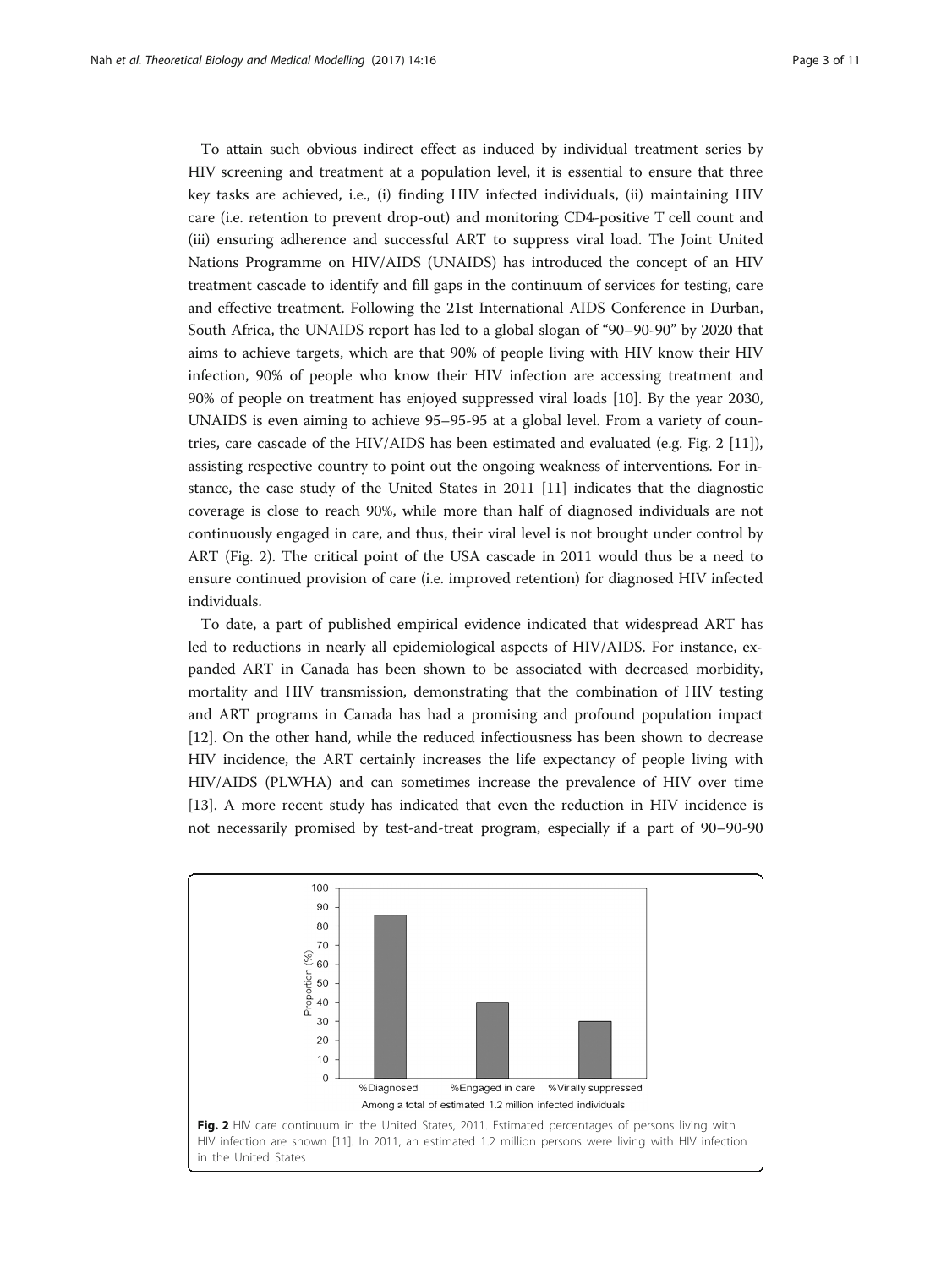To attain such obvious indirect effect as induced by individual treatment series by HIV screening and treatment at a population level, it is essential to ensure that three key tasks are achieved, i.e., (i) finding HIV infected individuals, (ii) maintaining HIV care (i.e. retention to prevent drop-out) and monitoring CD4-positive T cell count and (iii) ensuring adherence and successful ART to suppress viral load. The Joint United Nations Programme on HIV/AIDS (UNAIDS) has introduced the concept of an HIV treatment cascade to identify and fill gaps in the continuum of services for testing, care and effective treatment. Following the 21st International AIDS Conference in Durban, South Africa, the UNAIDS report has led to a global slogan of "90–90-90" by 2020 that aims to achieve targets, which are that 90% of people living with HIV know their HIV infection, 90% of people who know their HIV infection are accessing treatment and 90% of people on treatment has enjoyed suppressed viral loads [10]. By the year 2030, UNAIDS is even aiming to achieve 95–95-95 at a global level. From a variety of countries, care cascade of the HIV/AIDS has been estimated and evaluated (e.g. Fig. 2 [11]), assisting respective country to point out the ongoing weakness of interventions. For instance, the case study of the United States in 2011 [11] indicates that the diagnostic coverage is close to reach 90%, while more than half of diagnosed individuals are not continuously engaged in care, and thus, their viral level is not brought under control by ART (Fig. 2). The critical point of the USA cascade in 2011 would thus be a need to ensure continued provision of care (i.e. improved retention) for diagnosed HIV infected individuals.

To date, a part of published empirical evidence indicated that widespread ART has led to reductions in nearly all epidemiological aspects of HIV/AIDS. For instance, expanded ART in Canada has been shown to be associated with decreased morbidity, mortality and HIV transmission, demonstrating that the combination of HIV testing and ART programs in Canada has had a promising and profound population impact [12]. On the other hand, while the reduced infectiousness has been shown to decrease HIV incidence, the ART certainly increases the life expectancy of people living with HIV/AIDS (PLWHA) and can sometimes increase the prevalence of HIV over time [13]. A more recent study has indicated that even the reduction in HIV incidence is not necessarily promised by test-and-treat program, especially if a part of 90–90-90

**Fig. 2** HIV care continuum in the United States, 2011. Estimated percentages of persons living with HIV infection are shown [11]. In 2011, an estimated 1.2 million persons were living with HIV infection in the United States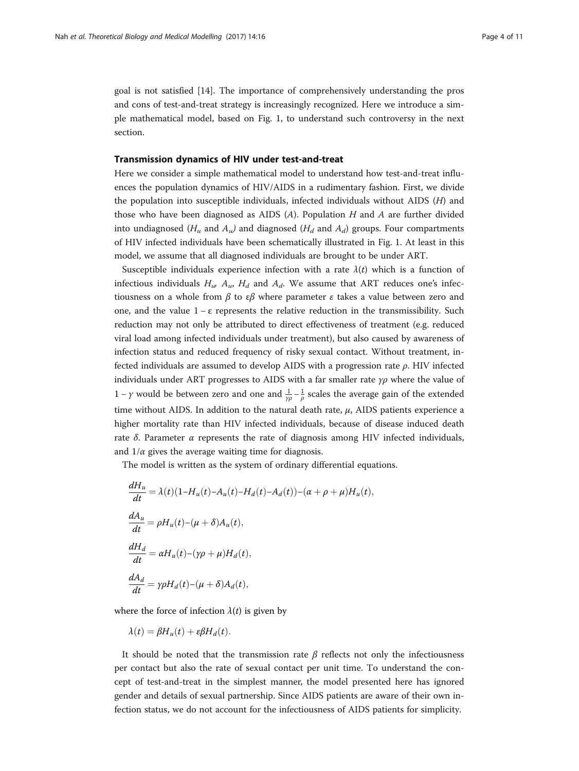goal is not satisfied [14]. The importance of comprehensively understanding the pros and cons of test-and-treat strategy is increasingly recognized. Here we introduce a simple mathematical model, based on Fig. 1, to understand such controversy in the next section.

### Transmission dynamics of HIV under test-and-treat

Here we consider a simple mathematical model to understand how test-and-treat influences the population dynamics of HIV/AIDS in a rudimentary fashion. First, we divide the population into susceptible individuals, infected individuals without AIDS ($H$) and those who have been diagnosed as AIDS ($A$). Population $H$ and $A$ are further divided into undiagnosed ($H_u$ and $A_u$) and diagnosed ($H_d$ and $A_d$) groups. Four compartments of HIV infected individuals have been schematically illustrated in Fig. 1. At least in this model, we assume that all diagnosed individuals are brought to be under ART.

Susceptible individuals experience infection with a rate $\lambda(t)$ which is a function of infectious individuals $H_u$, $A_u$, $H_d$ and $A_d$. We assume that ART reduces one's infectiousness on a whole from $\beta$ to $\varepsilon\beta$ where parameter $\varepsilon$ takes a value between zero and one, and the value $1 - \varepsilon$ represents the relative reduction in the transmissibility. Such reduction may not only be attributed to direct effectiveness of treatment (e.g. reduced viral load among infected individuals under treatment), but also caused by awareness of infection status and reduced frequency of risky sexual contact. Without treatment, infected individuals are assumed to develop AIDS with a progression rate $\rho$. HIV infected individuals under ART progresses to AIDS with a far smaller rate $\gamma\rho$ where the value of $1 - \gamma$ would be between zero and one and $\frac{1}{\gamma\rho} - \frac{1}{\rho}$ scales the average gain of the extended time without AIDS. In addition to the natural death rate, $\mu$, AIDS patients experience a higher mortality rate than HIV infected individuals, because of disease induced death rate $\delta$. Parameter $\alpha$ represents the rate of diagnosis among HIV infected individuals, and $1/\alpha$ gives the average waiting time for diagnosis.

The model is written as the system of ordinary differential equations.

$$
\begin{aligned}
\frac{dH_u}{dt} &= \lambda(t)(1 - H_u(t) - A_u(t) - H_d(t) - A_d(t)) - (\alpha + \rho + \mu)H_u(t), \\
\frac{dA_u}{dt} &= \rho H_u(t) - (\mu + \delta)A_u(t), \\
\frac{dH_d}{dt} &= \alpha H_u(t) - (\gamma\rho + \mu)H_d(t), \\
\frac{dA_d}{dt} &= \gamma\rho H_d(t) - (\mu + \delta)A_d(t),
\end{aligned}
$$

where the force of infection $\lambda(t)$ is given by

$$
\lambda(t) = \beta H_u(t) + \varepsilon\beta H_d(t).
$$

It should be noted that the transmission rate $\beta$ reflects not only the infectiousness per contact but also the rate of sexual contact per unit time. To understand the concept of test-and-treat in the simplest manner, the model presented here has ignored gender and details of sexual partnership. Since AIDS patients are aware of their own infection status, we do not account for the infectiousness of AIDS patients for simplicity.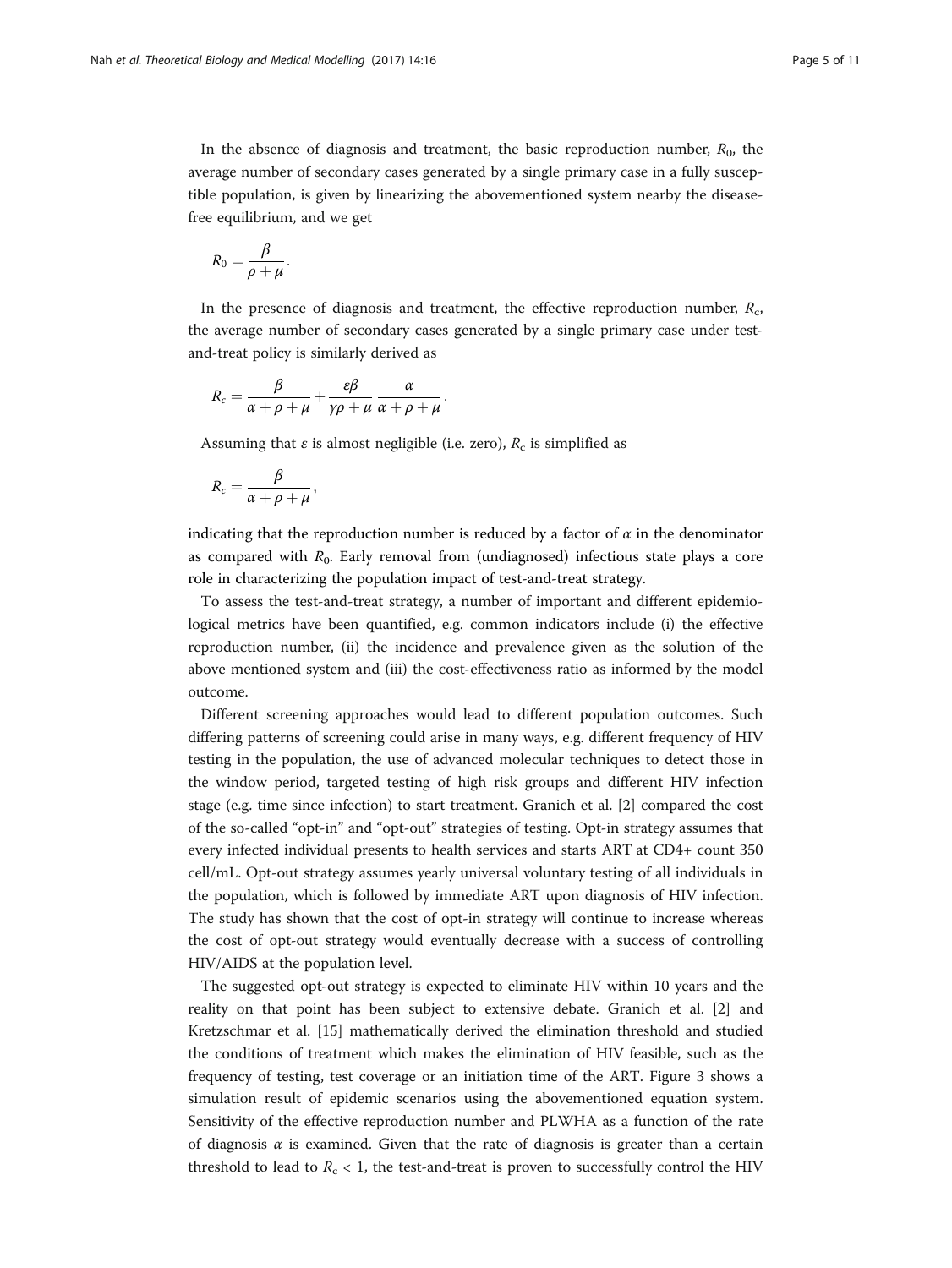In the absence of diagnosis and treatment, the basic reproduction number, $R_0$, the average number of secondary cases generated by a single primary case in a fully susceptible population, is given by linearizing the abovementioned system nearby the disease-free equilibrium, and we get

$$R_0 = \frac{\beta}{\rho + \mu}.$$

In the presence of diagnosis and treatment, the effective reproduction number, $R_c$, the average number of secondary cases generated by a single primary case under test-and-treat policy is similarly derived as

$$R_c = \frac{\beta}{\alpha + \rho + \mu} + \frac{\varepsilon\beta}{\gamma\rho + \mu}\frac{\alpha}{\alpha + \rho + \mu}.$$

Assuming that $\varepsilon$ is almost negligible (i.e. zero), $R_c$ is simplified as

$$R_c = \frac{\beta}{\alpha + \rho + \mu},$$

indicating that the reproduction number is reduced by a factor of $\alpha$ in the denominator as compared with $R_0$. Early removal from (undiagnosed) infectious state plays a core role in characterizing the population impact of test-and-treat strategy.

To assess the test-and-treat strategy, a number of important and different epidemiological metrics have been quantified, e.g. common indicators include (i) the effective reproduction number, (ii) the incidence and prevalence given as the solution of the above mentioned system and (iii) the cost-effectiveness ratio as informed by the model outcome.

Different screening approaches would lead to different population outcomes. Such differing patterns of screening could arise in many ways, e.g. different frequency of HIV testing in the population, the use of advanced molecular techniques to detect those in the window period, targeted testing of high risk groups and different HIV infection stage (e.g. time since infection) to start treatment. Granich et al. [2] compared the cost of the so-called "opt-in" and "opt-out" strategies of testing. Opt-in strategy assumes that every infected individual presents to health services and starts ART at CD4+ count 350 cell/mL. Opt-out strategy assumes yearly universal voluntary testing of all individuals in the population, which is followed by immediate ART upon diagnosis of HIV infection. The study has shown that the cost of opt-in strategy will continue to increase whereas the cost of opt-out strategy would eventually decrease with a success of controlling HIV/AIDS at the population level.

The suggested opt-out strategy is expected to eliminate HIV within 10 years and the reality on that point has been subject to extensive debate. Granich et al. [2] and Kretzschmar et al. [15] mathematically derived the elimination threshold and studied the conditions of treatment which makes the elimination of HIV feasible, such as the frequency of testing, test coverage or an initiation time of the ART. Figure 3 shows a simulation result of epidemic scenarios using the abovementioned equation system. Sensitivity of the effective reproduction number and PLWHA as a function of the rate of diagnosis $\alpha$ is examined. Given that the rate of diagnosis is greater than a certain threshold to lead to $R_c < 1$, the test-and-treat is proven to successfully control the HIV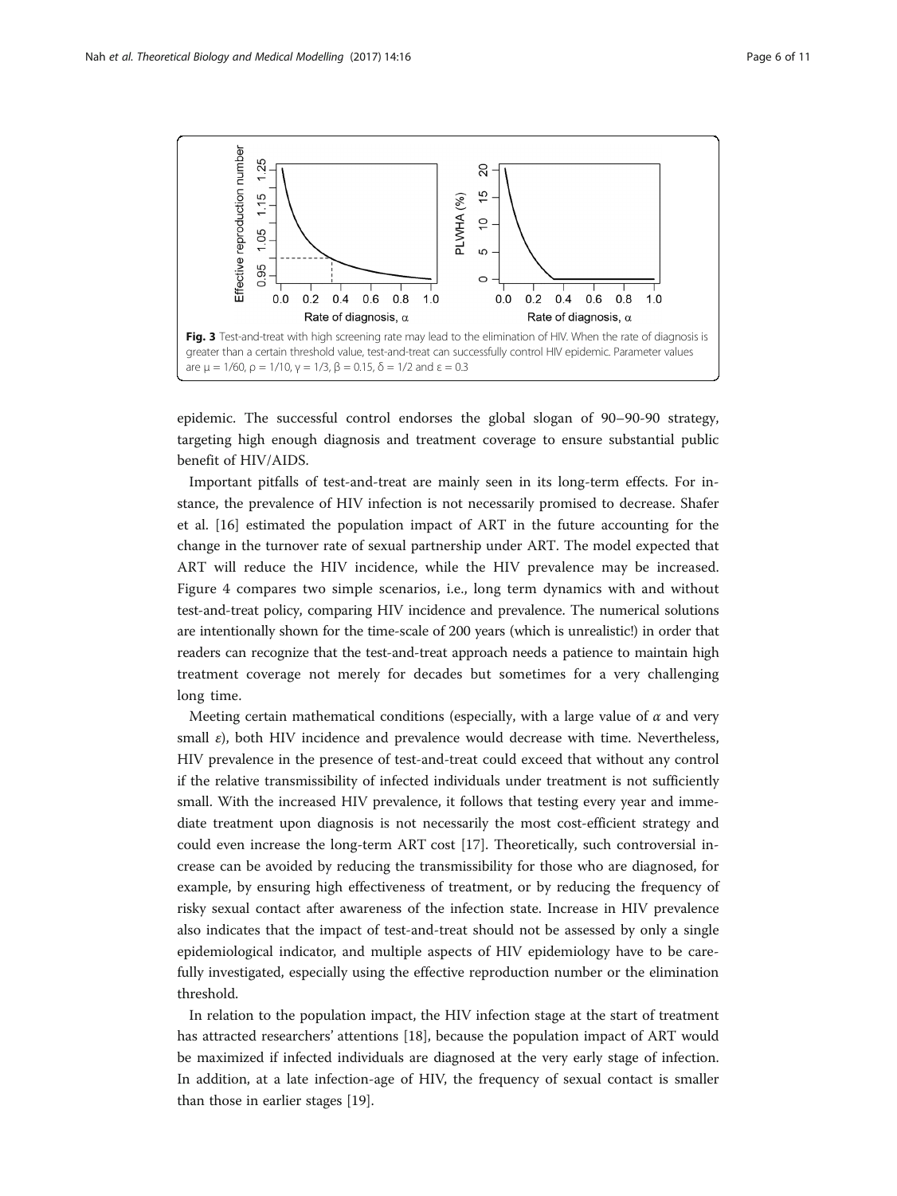Fig. 3 Test-and-treat with high screening rate may lead to the elimination of HIV. When the rate of diagnosis is greater than a certain threshold value, test-and-treat can successfully control HIV epidemic. Parameter values are $\mu = 1/60$, $\rho = 1/10$, $\gamma = 1/3$, $\beta = 0.15$, $\delta = 1/2$ and $\varepsilon = 0.3$

epidemic. The successful control endorses the global slogan of 90–90-90 strategy, targeting high enough diagnosis and treatment coverage to ensure substantial public benefit of HIV/AIDS.

Important pitfalls of test-and-treat are mainly seen in its long-term effects. For instance, the prevalence of HIV infection is not necessarily promised to decrease. Shafer et al. [16] estimated the population impact of ART in the future accounting for the change in the turnover rate of sexual partnership under ART. The model expected that ART will reduce the HIV incidence, while the HIV prevalence may be increased. Figure 4 compares two simple scenarios, i.e., long term dynamics with and without test-and-treat policy, comparing HIV incidence and prevalence. The numerical solutions are intentionally shown for the time-scale of 200 years (which is unrealistic!) in order that readers can recognize that the test-and-treat approach needs a patience to maintain high treatment coverage not merely for decades but sometimes for a very challenging long time.

Meeting certain mathematical conditions (especially, with a large value of $\alpha$ and very small $\varepsilon$), both HIV incidence and prevalence would decrease with time. Nevertheless, HIV prevalence in the presence of test-and-treat could exceed that without any control if the relative transmissibility of infected individuals under treatment is not sufficiently small. With the increased HIV prevalence, it follows that testing every year and immediate treatment upon diagnosis is not necessarily the most cost-efficient strategy and could even increase the long-term ART cost [17]. Theoretically, such controversial increase can be avoided by reducing the transmissibility for those who are diagnosed, for example, by ensuring high effectiveness of treatment, or by reducing the frequency of risky sexual contact after awareness of the infection state. Increase in HIV prevalence also indicates that the impact of test-and-treat should not be assessed by only a single epidemiological indicator, and multiple aspects of HIV epidemiology have to be carefully investigated, especially using the effective reproduction number or the elimination threshold.

In relation to the population impact, the HIV infection stage at the start of treatment has attracted researchers' attentions [18], because the population impact of ART would be maximized if infected individuals are diagnosed at the very early stage of infection. In addition, at a late infection-age of HIV, the frequency of sexual contact is smaller than those in earlier stages [19].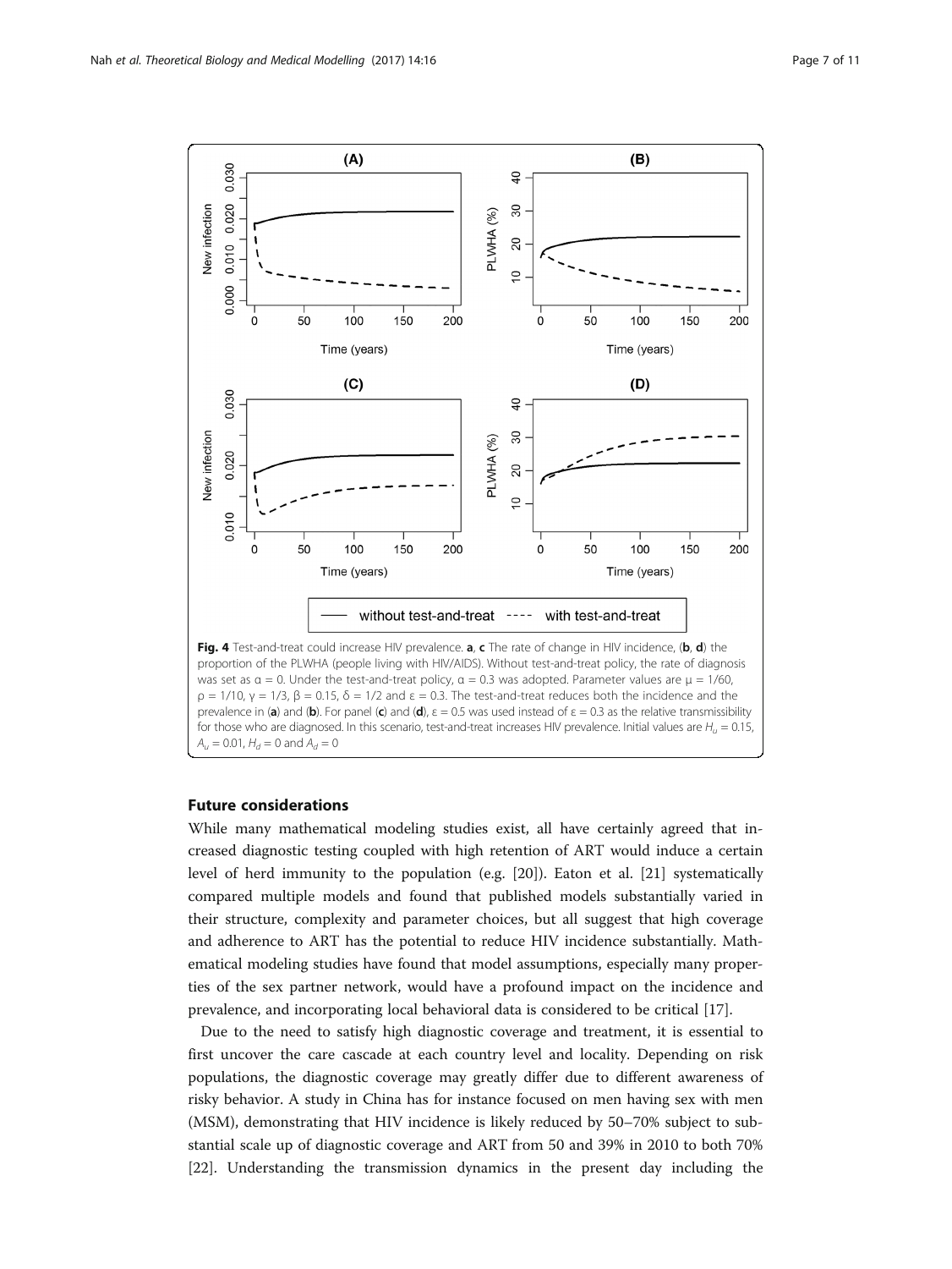**Fig. 4** Test-and-treat could increase HIV prevalence. **a**, **c** The rate of change in HIV incidence, (**b**, **d**) the proportion of the PLWHA (people living with HIV/AIDS). Without test-and-treat policy, the rate of diagnosis was set as $\alpha = 0$. Under the test-and-treat policy, $\alpha = 0.3$ was adopted. Parameter values are $\mu = 1/60$, $\rho = 1/10$, $\gamma = 1/3$, $\beta = 0.15$, $\delta = 1/2$ and $\varepsilon = 0.3$. The test-and-treat reduces both the incidence and the prevalence in (**a**) and (**b**). For panel (**c**) and (**d**), $\varepsilon = 0.5$ was used instead of $\varepsilon = 0.3$ as the relative transmissibility for those who are diagnosed. In this scenario, test-and-treat increases HIV prevalence. Initial values are $H_u = 0.15$, $A_u = 0.01$, $H_d = 0$ and $A_d = 0$

## Future considerations

While many mathematical modeling studies exist, all have certainly agreed that increased diagnostic testing coupled with high retention of ART would induce a certain level of herd immunity to the population (e.g. [20]). Eaton et al. [21] systematically compared multiple models and found that published models substantially varied in their structure, complexity and parameter choices, but all suggest that high coverage and adherence to ART has the potential to reduce HIV incidence substantially. Mathematical modeling studies have found that model assumptions, especially many properties of the sex partner network, would have a profound impact on the incidence and prevalence, and incorporating local behavioral data is considered to be critical [17].

Due to the need to satisfy high diagnostic coverage and treatment, it is essential to first uncover the care cascade at each country level and locality. Depending on risk populations, the diagnostic coverage may greatly differ due to different awareness of risky behavior. A study in China has for instance focused on men having sex with men (MSM), demonstrating that HIV incidence is likely reduced by 50–70% subject to substantial scale up of diagnostic coverage and ART from 50 and 39% in 2010 to both 70% [22]. Understanding the transmission dynamics in the present day including the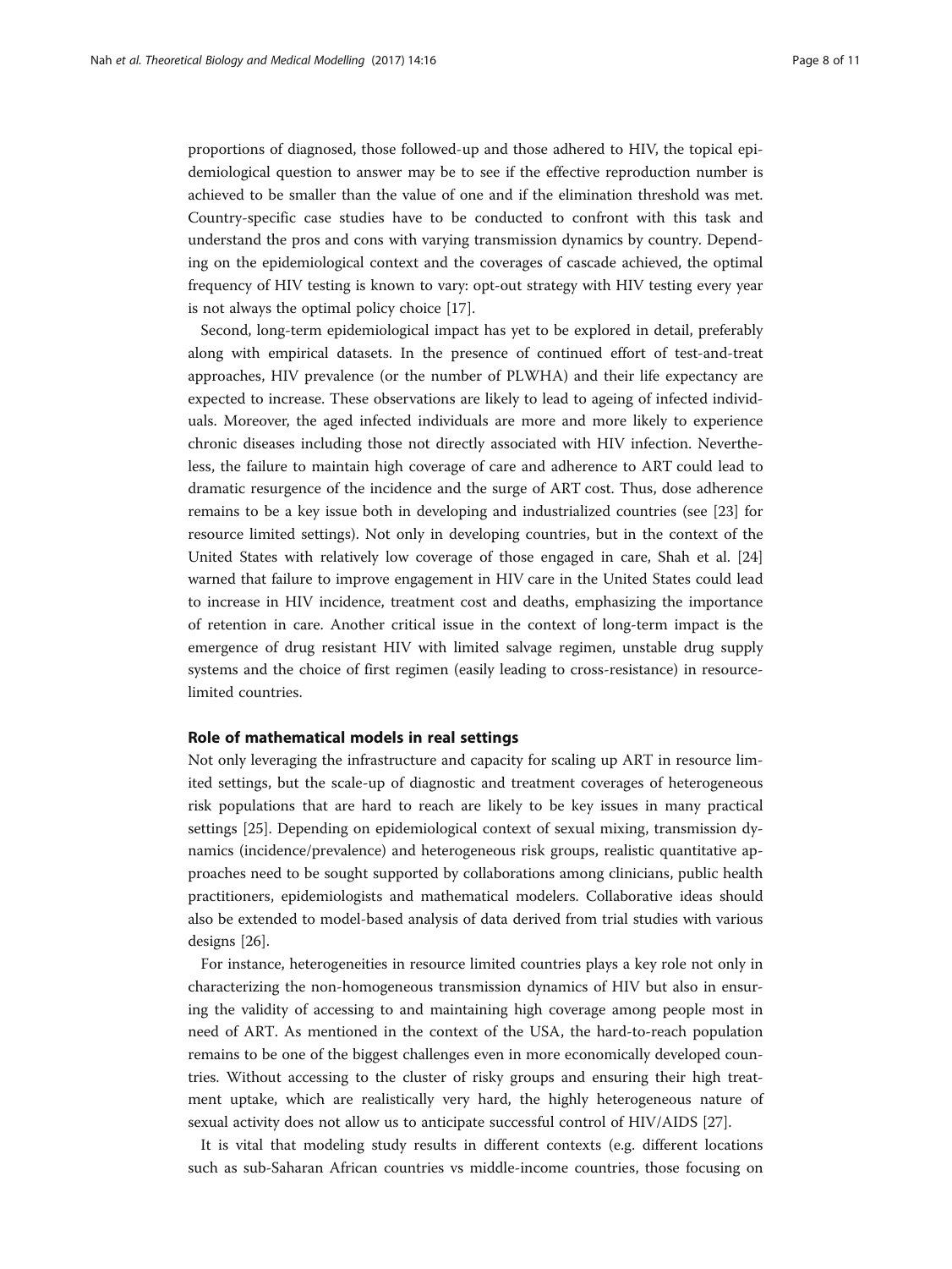proportions of diagnosed, those followed-up and those adhered to HIV, the topical epidemiological question to answer may be to see if the effective reproduction number is achieved to be smaller than the value of one and if the elimination threshold was met. Country-specific case studies have to be conducted to confront with this task and understand the pros and cons with varying transmission dynamics by country. Depending on the epidemiological context and the coverages of cascade achieved, the optimal frequency of HIV testing is known to vary: opt-out strategy with HIV testing every year is not always the optimal policy choice [17].

Second, long-term epidemiological impact has yet to be explored in detail, preferably along with empirical datasets. In the presence of continued effort of test-and-treat approaches, HIV prevalence (or the number of PLWHA) and their life expectancy are expected to increase. These observations are likely to lead to ageing of infected individuals. Moreover, the aged infected individuals are more and more likely to experience chronic diseases including those not directly associated with HIV infection. Nevertheless, the failure to maintain high coverage of care and adherence to ART could lead to dramatic resurgence of the incidence and the surge of ART cost. Thus, dose adherence remains to be a key issue both in developing and industrialized countries (see [23] for resource limited settings). Not only in developing countries, but in the context of the United States with relatively low coverage of those engaged in care, Shah et al. [24] warned that failure to improve engagement in HIV care in the United States could lead to increase in HIV incidence, treatment cost and deaths, emphasizing the importance of retention in care. Another critical issue in the context of long-term impact is the emergence of drug resistant HIV with limited salvage regimen, unstable drug supply systems and the choice of first regimen (easily leading to cross-resistance) in resource-limited countries.

## Role of mathematical models in real settings

Not only leveraging the infrastructure and capacity for scaling up ART in resource limited settings, but the scale-up of diagnostic and treatment coverages of heterogeneous risk populations that are hard to reach are likely to be key issues in many practical settings [25]. Depending on epidemiological context of sexual mixing, transmission dynamics (incidence/prevalence) and heterogeneous risk groups, realistic quantitative approaches need to be sought supported by collaborations among clinicians, public health practitioners, epidemiologists and mathematical modelers. Collaborative ideas should also be extended to model-based analysis of data derived from trial studies with various designs [26].

For instance, heterogeneities in resource limited countries plays a key role not only in characterizing the non-homogeneous transmission dynamics of HIV but also in ensuring the validity of accessing to and maintaining high coverage among people most in need of ART. As mentioned in the context of the USA, the hard-to-reach population remains to be one of the biggest challenges even in more economically developed countries. Without accessing to the cluster of risky groups and ensuring their high treatment uptake, which are realistically very hard, the highly heterogeneous nature of sexual activity does not allow us to anticipate successful control of HIV/AIDS [27].

It is vital that modeling study results in different contexts (e.g. different locations such as sub-Saharan African countries vs middle-income countries, those focusing on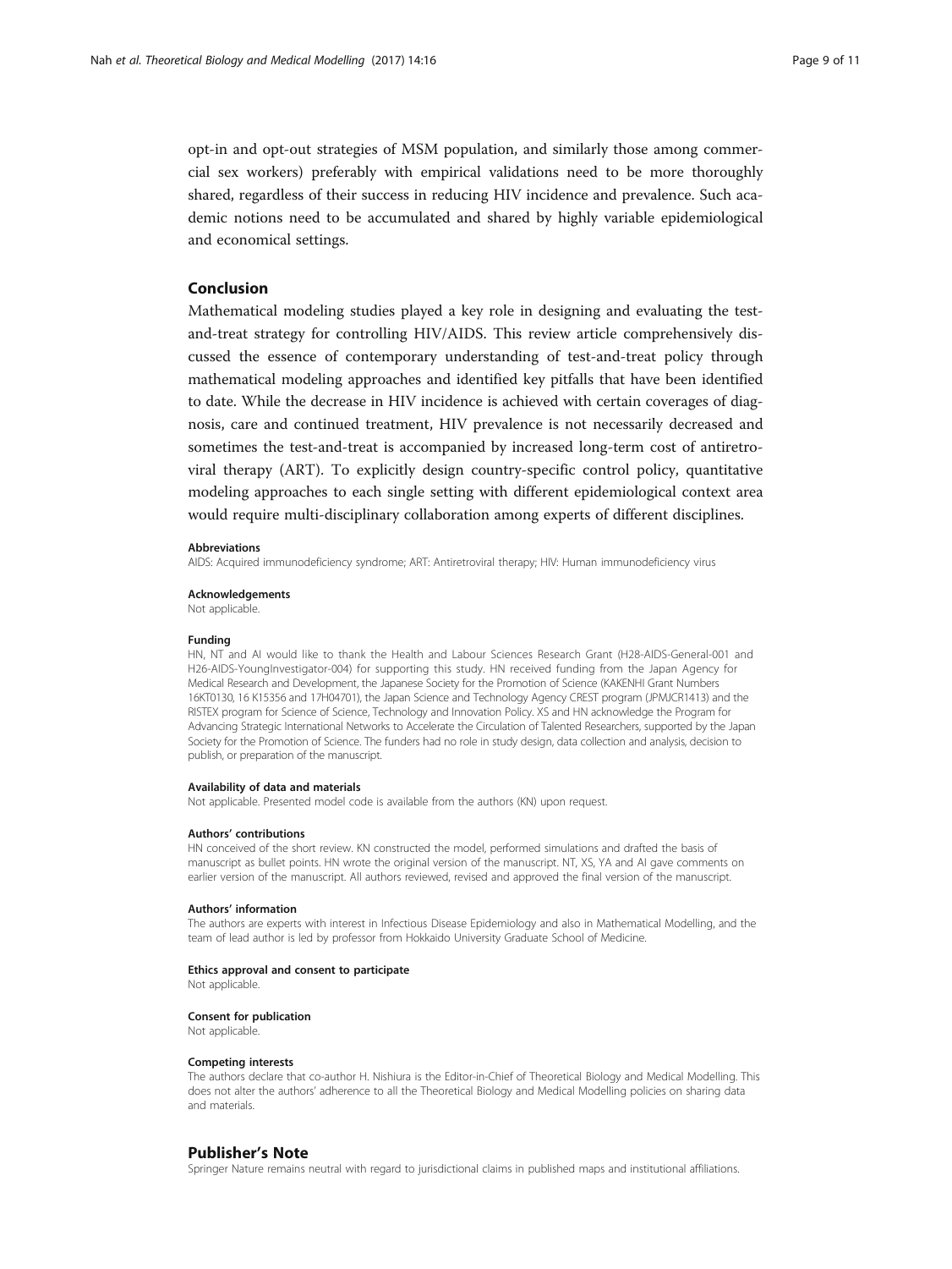opt-in and opt-out strategies of MSM population, and similarly those among commercial sex workers) preferably with empirical validations need to be more thoroughly shared, regardless of their success in reducing HIV incidence and prevalence. Such academic notions need to be accumulated and shared by highly variable epidemiological and economical settings.

## Conclusion

Mathematical modeling studies played a key role in designing and evaluating the test-and-treat strategy for controlling HIV/AIDS. This review article comprehensively discussed the essence of contemporary understanding of test-and-treat policy through mathematical modeling approaches and identified key pitfalls that have been identified to date. While the decrease in HIV incidence is achieved with certain coverages of diagnosis, care and continued treatment, HIV prevalence is not necessarily decreased and sometimes the test-and-treat is accompanied by increased long-term cost of antiretroviral therapy (ART). To explicitly design country-specific control policy, quantitative modeling approaches to each single setting with different epidemiological context area would require multi-disciplinary collaboration among experts of different disciplines.

#### Abbreviations

AIDS: Acquired immunodeficiency syndrome; ART: Antiretroviral therapy; HIV: Human immunodeficiency virus

#### Acknowledgements

Not applicable.

#### Funding

HN, NT and AI would like to thank the Health and Labour Sciences Research Grant (H28-AIDS-General-001 and H26-AIDS-YoungInvestigator-004) for supporting this study. HN received funding from the Japan Agency for Medical Research and Development, the Japanese Society for the Promotion of Science (KAKENHI Grant Numbers 16KT0130, 16 K15356 and 17H04701), the Japan Science and Technology Agency CREST program (JPMJCR1413) and the RISTEX program for Science of Science, Technology and Innovation Policy. XS and HN acknowledge the Program for Advancing Strategic International Networks to Accelerate the Circulation of Talented Researchers, supported by the Japan Society for the Promotion of Science. The funders had no role in study design, data collection and analysis, decision to publish, or preparation of the manuscript.

#### Availability of data and materials

Not applicable. Presented model code is available from the authors (KN) upon request.

#### Authors' contributions

HN conceived of the short review. KN constructed the model, performed simulations and drafted the basis of manuscript as bullet points. HN wrote the original version of the manuscript. NT, XS, YA and AI gave comments on earlier version of the manuscript. All authors reviewed, revised and approved the final version of the manuscript.

#### Authors' information

The authors are experts with interest in Infectious Disease Epidemiology and also in Mathematical Modelling, and the team of lead author is led by professor from Hokkaido University Graduate School of Medicine.

#### Ethics approval and consent to participate

Not applicable.

#### Consent for publication

Not applicable.

#### Competing interests

The authors declare that co-author H. Nishiura is the Editor-in-Chief of Theoretical Biology and Medical Modelling. This does not alter the authors' adherence to all the Theoretical Biology and Medical Modelling policies on sharing data and materials.

## Publisher's Note

Springer Nature remains neutral with regard to jurisdictional claims in published maps and institutional affiliations.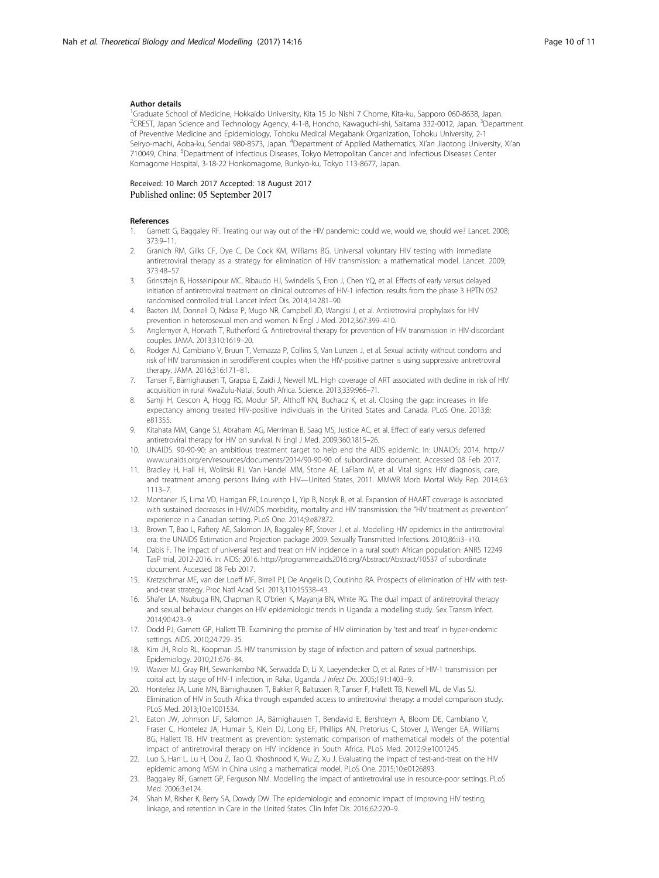#### Author details

[1]Graduate School of Medicine, Hokkaido University, Kita 15 Jo Nishi 7 Chome, Kita-ku, Sapporo 060-8638, Japan. [2]CREST, Japan Science and Technology Agency, 4-1-8, Honcho, Kawaguchi-shi, Saitama 332-0012, Japan. [3]Department of Preventive Medicine and Epidemiology, Tohoku Medical Megabank Organization, Tohoku University, 2-1 Seiryo-machi, Aoba-ku, Sendai 980-8573, Japan. [4]Department of Applied Mathematics, Xi'an Jiaotong University, Xi'an 710049, China. [5]Department of Infectious Diseases, Tokyo Metropolitan Cancer and Infectious Diseases Center Komagome Hospital, 3-18-22 Honkomagome, Bunkyo-ku, Tokyo 113-8677, Japan.

Received: 10 March 2017 Accepted: 18 August 2017
Published online: 05 September 2017

#### References

1. Garnett G, Baggaley RF. Treating our way out of the HIV pandemic: could we, would we, should we? Lancet. 2008; 373:9–11.
2. Granich RM, Gilks CF, Dye C, De Cock KM, Williams BG. Universal voluntary HIV testing with immediate antiretroviral therapy as a strategy for elimination of HIV transmission: a mathematical model. Lancet. 2009; 373:48–57.
3. Grinsztejn B, Hosseinipour MC, Ribaudo HJ, Swindells S, Eron J, Chen YQ, et al. Effects of early versus delayed initiation of antiretroviral treatment on clinical outcomes of HIV-1 infection: results from the phase 3 HPTN 052 randomised controlled trial. Lancet Infect Dis. 2014;14:281–90.
4. Baeten JM, Donnell D, Ndase P, Mugo NR, Campbell JD, Wangisi J, et al. Antiretroviral prophylaxis for HIV prevention in heterosexual men and women. N Engl J Med. 2012;367:399–410.
5. Anglemyer A, Horvath T, Rutherford G. Antiretroviral therapy for prevention of HIV transmission in HIV-discordant couples. JAMA. 2013;310:1619–20.
6. Rodger AJ, Cambiano V, Bruun T, Vernazza P, Collins S, Van Lunzen J, et al. Sexual activity without condoms and risk of HIV transmission in serodifferent couples when the HIV-positive partner is using suppressive antiretroviral therapy. JAMA. 2016;316:171–81.
7. Tanser F, Bärnighausen T, Grapsa E, Zaidi J, Newell ML. High coverage of ART associated with decline in risk of HIV acquisition in rural KwaZulu-Natal, South Africa. Science. 2013;339:966–71.
8. Samji H, Cescon A, Hogg RS, Modur SP, Althoff KN, Buchacz K, et al. Closing the gap: increases in life expectancy among treated HIV-positive individuals in the United States and Canada. PLoS One. 2013;8: e81355.
9. Kitahata MM, Gange SJ, Abraham AG, Merriman B, Saag MS, Justice AC, et al. Effect of early versus deferred antiretroviral therapy for HIV on survival. N Engl J Med. 2009;360:1815–26.
10. UNAIDS. 90-90-90: an ambitious treatment target to help end the AIDS epidemic. In: UNAIDS; 2014. http://www.unaids.org/en/resources/documents/2014/90-90-90 of subordinate document. Accessed 08 Feb 2017.
11. Bradley H, Hall HI, Wolitski RJ, Van Handel MM, Stone AE, LaFlam M, et al. Vital signs: HIV diagnosis, care, and treatment among persons living with HIV—United States, 2011. MMWR Morb Mortal Wkly Rep. 2014;63: 1113–7.
12. Montaner JS, Lima VD, Harrigan PR, Lourenço L, Yip B, Nosyk B, et al. Expansion of HAART coverage is associated with sustained decreases in HIV/AIDS morbidity, mortality and HIV transmission: the "HIV treatment as prevention" experience in a Canadian setting. PLoS One. 2014;9:e87872.
13. Brown T, Bao L, Raftery AE, Salomon JA, Baggaley RF, Stover J, et al. Modelling HIV epidemics in the antiretroviral era: the UNAIDS Estimation and Projection package 2009. Sexually Transmitted Infections. 2010;86:ii3–ii10.
14. Dabis F. The impact of universal test and treat on HIV incidence in a rural south African population: ANRS 12249 TasP trial, 2012-2016. In: AIDS; 2016. http://programme.aids2016.org/Abstract/Abstract/10537 of subordinate document. Accessed 08 Feb 2017.
15. Kretzschmar ME, van der Loeff MF, Birrell PJ, De Angelis D, Coutinho RA. Prospects of elimination of HIV with test-and-treat strategy. Proc Natl Acad Sci. 2013;110:15538–43.
16. Shafer LA, Nsubuga RN, Chapman R, O'brien K, Mayanja BN, White RG. The dual impact of antiretroviral therapy and sexual behaviour changes on HIV epidemiologic trends in Uganda: a modelling study. Sex Transm Infect. 2014;90:423–9.
17. Dodd PJ, Garnett GP, Hallett TB. Examining the promise of HIV elimination by 'test and treat' in hyper-endemic settings. AIDS. 2010;24:729–35.
18. Kim JH, Riolo RL, Koopman JS. HIV transmission by stage of infection and pattern of sexual partnerships. Epidemiology. 2010;21:676–84.
19. Wawer MJ, Gray RH, Sewankambo NK, Serwadda D, Li X, Laeyendecker O, et al. Rates of HIV-1 transmission per coital act, by stage of HIV-1 infection, in Rakai, Uganda. *J Infect Dis*. 2005;191:1403–9.
20. Hontelez JA, Lurie MN, Bärnighausen T, Bakker R, Baltussen R, Tanser F, Hallett TB, Newell ML, de Vlas SJ. Elimination of HIV in South Africa through expanded access to antiretroviral therapy: a model comparison study. PLoS Med. 2013;10:e1001534.
21. Eaton JW, Johnson LF, Salomon JA, Bärnighausen T, Bendavid E, Bershteyn A, Bloom DE, Cambiano V, Fraser C, Hontelez JA, Humair S, Klein DJ, Long EF, Phillips AN, Pretorius C, Stover J, Wenger EA, Williams BG, Hallett TB. HIV treatment as prevention: systematic comparison of mathematical models of the potential impact of antiretroviral therapy on HIV incidence in South Africa. PLoS Med. 2012;9:e1001245.
22. Luo S, Han L, Lu H, Dou Z, Tao Q, Khoshnood K, Wu Z, Xu J. Evaluating the impact of test-and-treat on the HIV epidemic among MSM in China using a mathematical model. PLoS One. 2015;10:e0126893.
23. Baggaley RF, Garnett GP, Ferguson NM. Modelling the impact of antiretroviral use in resource-poor settings. PLoS Med. 2006;3:e124.
24. Shah M, Risher K, Berry SA, Dowdy DW. The epidemiologic and economic impact of improving HIV testing, linkage, and retention in Care in the United States. Clin Infet Dis. 2016;62:220–9.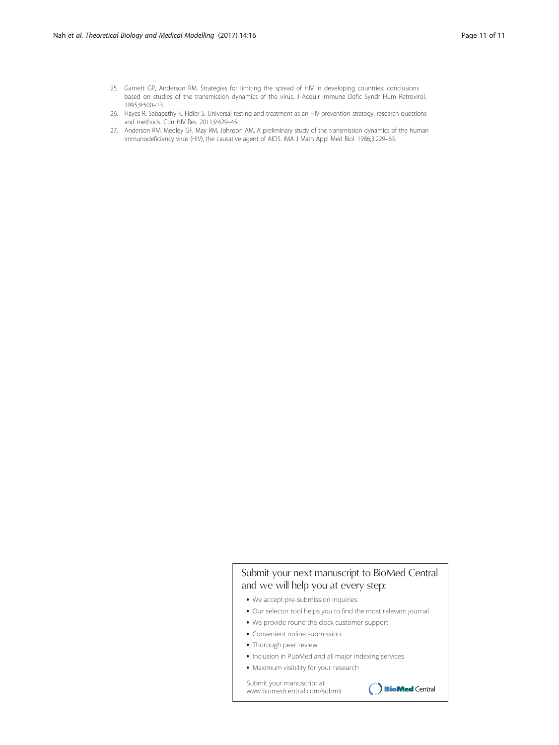25. Garnett GP, Anderson RM. Strategies for limiting the spread of HIV in developing countries: conclusions based on studies of the transmission dynamics of the virus. J Acquir Immune Defic Syndr Hum Retrovirol. 1995;9:500–13.
26. Hayes R, Sabapathy K, Fidler S. Universal testing and treatment as an HIV prevention strategy: research questions and methods. Curr HIV Res. 2011;9:429–45.
27. Anderson RM, Medley GF, May RM, Johnson AM. A preliminary study of the transmission dynamics of the human immunodeficiency virus (HIV), the causative agent of AIDS. IMA J Math Appl Med Biol. 1986;3:229–63.

Submit your next manuscript to BioMed Central and we will help you at every step:

- We accept pre-submission inquiries
- Our selector tool helps you to find the most relevant journal
- We provide round the clock customer support
- Convenient online submission
- Thorough peer review
- Inclusion in PubMed and all major indexing services
- Maximum visibility for your research

Submit your manuscript at www.biomedcentral.com/submit

BioMed Central